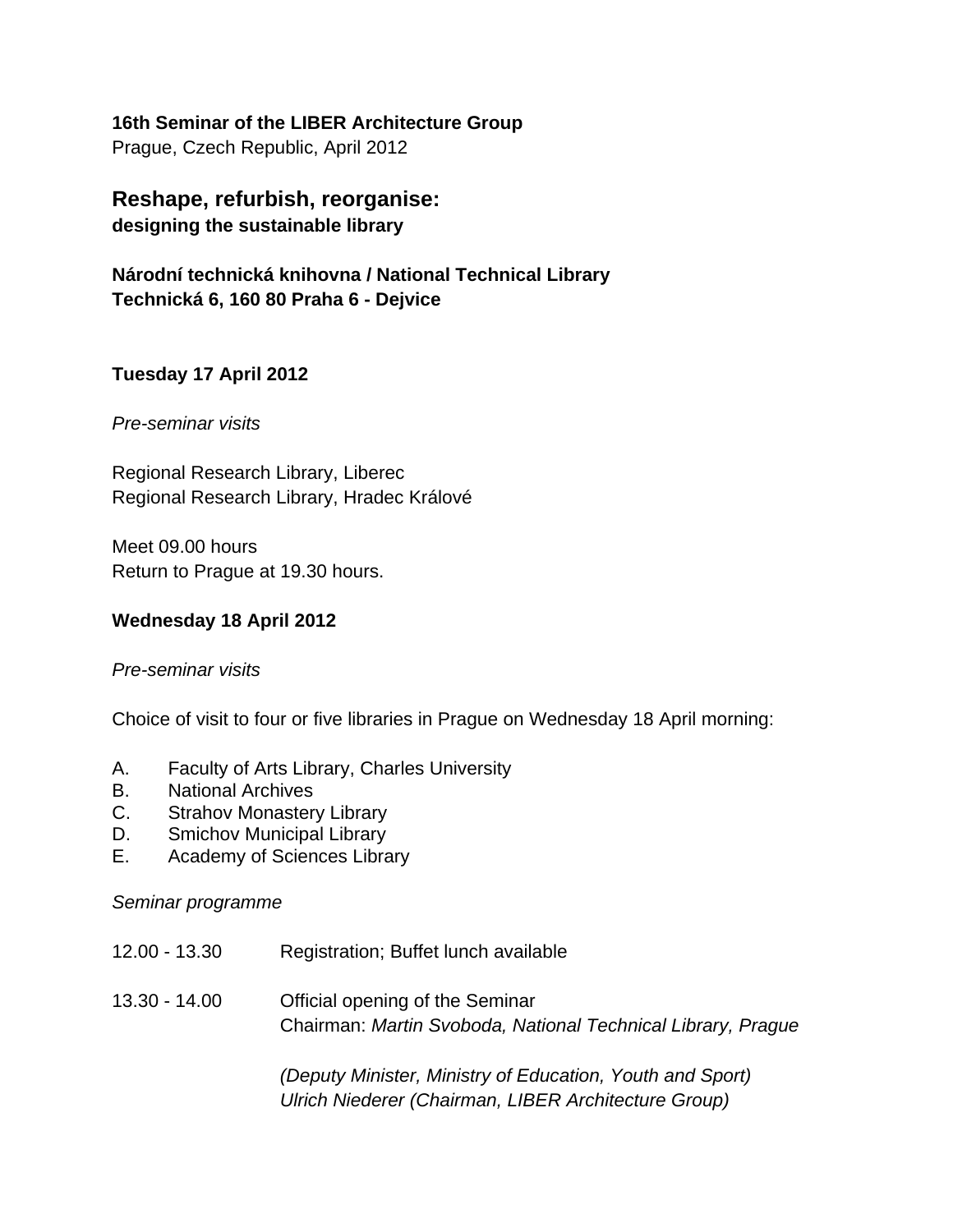**16th Seminar of the LIBER Architecture Group**
Prague, Czech Republic, April 2012

## Reshape, refurbish, reorganise:
**designing the sustainable library**

**Národní technická knihovna / National Technical Library**
**Technická 6, 160 80 Praha 6 - Dejvice**

### Tuesday 17 April 2012

*Pre-seminar visits*

Regional Research Library, Liberec
Regional Research Library, Hradec Králové

Meet 09.00 hours
Return to Prague at 19.30 hours.

### Wednesday 18 April 2012

*Pre-seminar visits*

Choice of visit to four or five libraries in Prague on Wednesday 18 April morning:

A. Faculty of Arts Library, Charles University
B. National Archives
C. Strahov Monastery Library
D. Smichov Municipal Library
E. Academy of Sciences Library

*Seminar programme*

12.00 - 13.30 Registration; Buffet lunch available

13.30 - 14.00 Official opening of the Seminar
Chairman: *Martin Svoboda, National Technical Library, Prague*

*(Deputy Minister, Ministry of Education, Youth and Sport)*
*Ulrich Niederer (Chairman, LIBER Architecture Group)*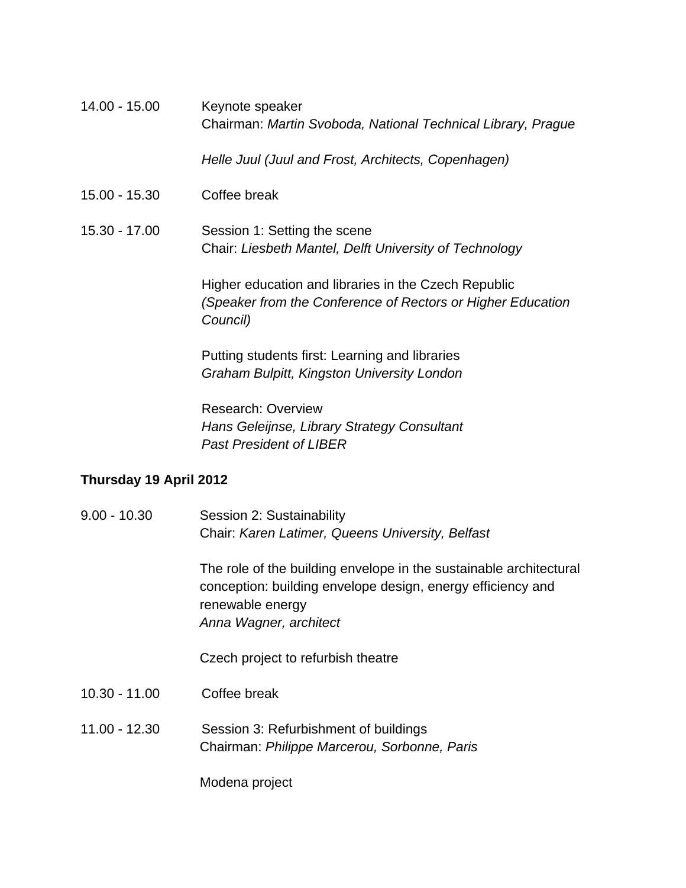14.00 - 15.00 Keynote speaker
Chairman: *Martin Svoboda, National Technical Library, Prague*

*Helle Juul (Juul and Frost, Architects, Copenhagen)*

15.00 - 15.30 Coffee break

15.30 - 17.00 Session 1: Setting the scene
Chair: *Liesbeth Mantel, Delft University of Technology*

Higher education and libraries in the Czech Republic
*(Speaker from the Conference of Rectors or Higher Education Council)*

Putting students first: Learning and libraries
*Graham Bulpitt, Kingston University London*

Research: Overview
*Hans Geleijnse, Library Strategy Consultant*
*Past President of LIBER*

**Thursday 19 April 2012**

9.00 - 10.30 Session 2: Sustainability
Chair: *Karen Latimer, Queens University, Belfast*

The role of the building envelope in the sustainable architectural conception: building envelope design, energy efficiency and renewable energy
*Anna Wagner, architect*

Czech project to refurbish theatre

10.30 - 11.00 Coffee break

11.00 - 12.30 Session 3: Refurbishment of buildings
Chairman: *Philippe Marcerou, Sorbonne, Paris*

Modena project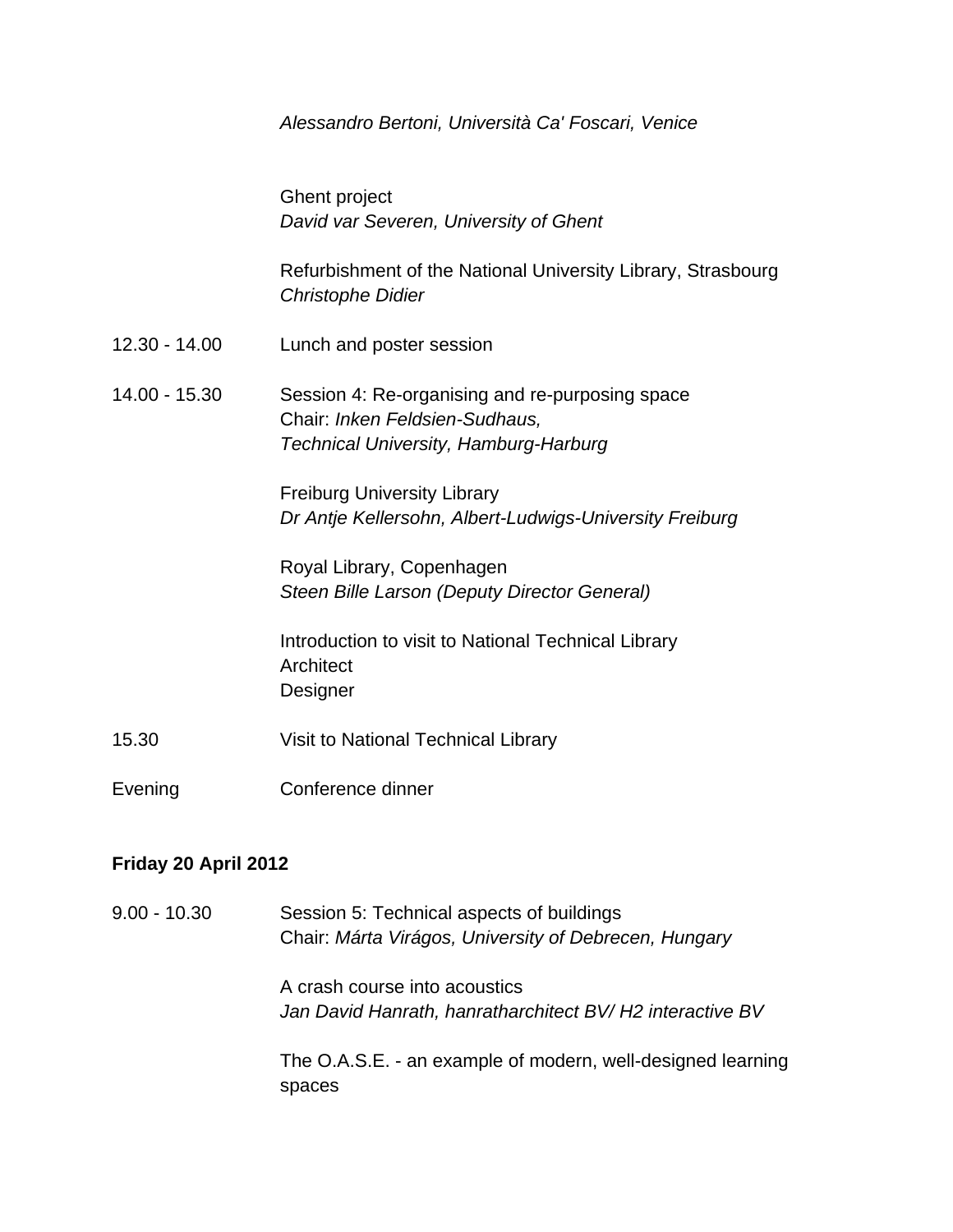*Alessandro Bertoni, Università Ca' Foscari, Venice*

Ghent project
*David var Severen, University of Ghent*

Refurbishment of the National University Library, Strasbourg
*Christophe Didier*

12.30 - 14.00 Lunch and poster session

14.00 - 15.30 Session 4: Re-organising and re-purposing space
Chair: *Inken Feldsien-Sudhaus, Technical University, Hamburg-Harburg*

Freiburg University Library
*Dr Antje Kellersohn, Albert-Ludwigs-University Freiburg*

Royal Library, Copenhagen
*Steen Bille Larson (Deputy Director General)*

Introduction to visit to National Technical Library
Architect
Designer

15.30 Visit to National Technical Library

Evening Conference dinner

**Friday 20 April 2012**

9.00 - 10.30 Session 5: Technical aspects of buildings
Chair: *Márta Virágos, University of Debrecen, Hungary*

A crash course into acoustics
*Jan David Hanrath, hanratharchitect BV/ H2 interactive BV*

The O.A.S.E. - an example of modern, well-designed learning spaces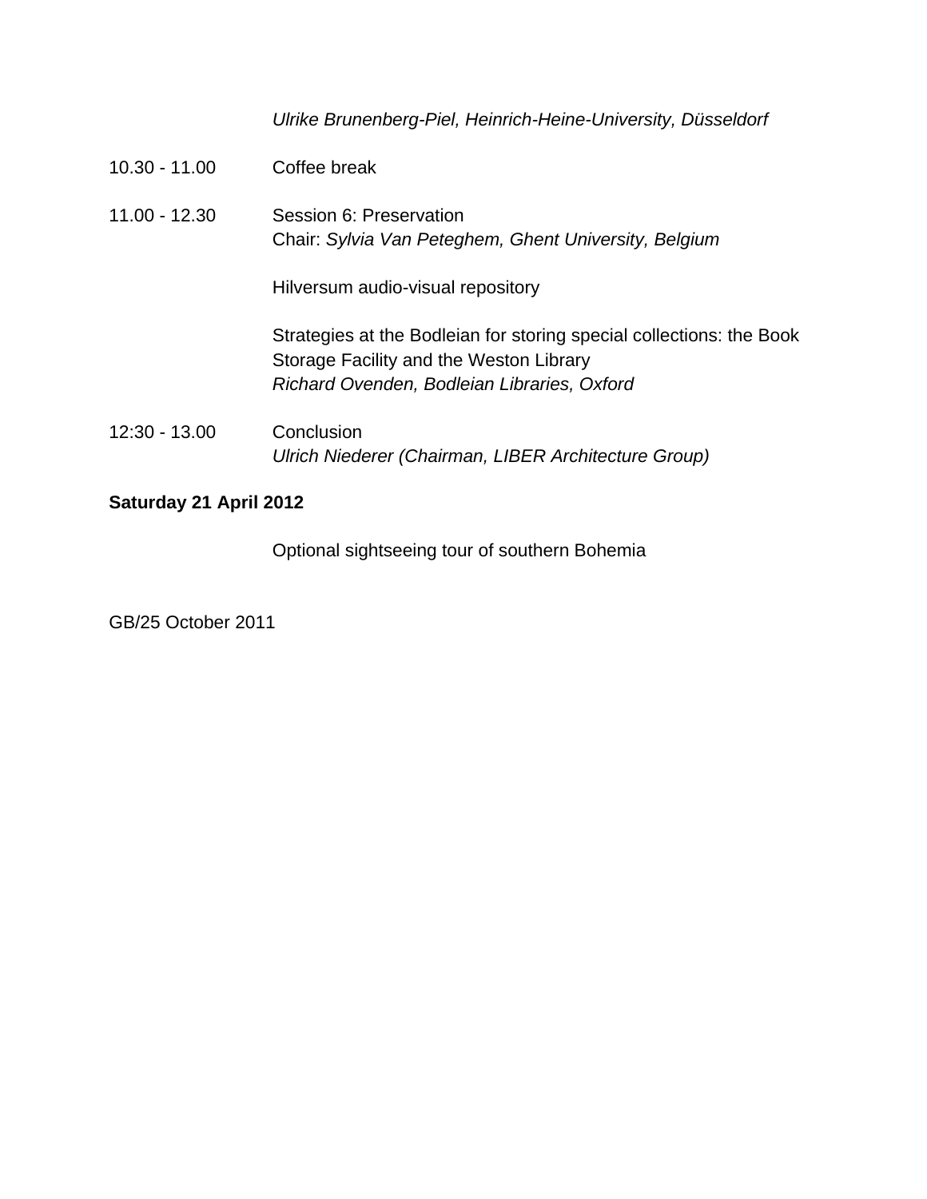*Ulrike Brunenberg-Piel, Heinrich-Heine-University, Düsseldorf*

10.30 - 11.00 Coffee break

11.00 - 12.30 Session 6: Preservation
Chair: *Sylvia Van Peteghem, Ghent University, Belgium*

Hilversum audio-visual repository

Strategies at the Bodleian for storing special collections: the Book Storage Facility and the Weston Library
*Richard Ovenden, Bodleian Libraries, Oxford*

12:30 - 13.00 Conclusion
*Ulrich Niederer (Chairman, LIBER Architecture Group)*

**Saturday 21 April 2012**

Optional sightseeing tour of southern Bohemia

GB/25 October 2011